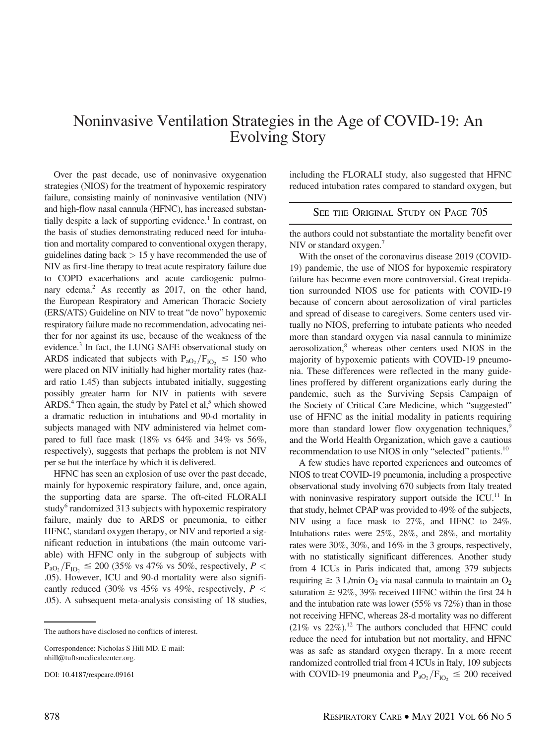# Noninvasive Ventilation Strategies in the Age of COVID-19: An Evolving Story

Over the past decade, use of noninvasive oxygenation strategies (NIOS) for the treatment of hypoxemic respiratory failure, consisting mainly of noninvasive ventilation (NIV) and high-flow nasal cannula (HFNC), has increased substantially despite a lack of supporting evidence.[1] In contrast, on the basis of studies demonstrating reduced need for intubation and mortality compared to conventional oxygen therapy, guidelines dating back > 15 y have recommended the use of NIV as first-line therapy to treat acute respiratory failure due to COPD exacerbations and acute cardiogenic pulmonary edema.[2] As recently as 2017, on the other hand, the European Respiratory and American Thoracic Society (ERS/ATS) Guideline on NIV to treat "de novo" hypoxemic respiratory failure made no recommendation, advocating neither for nor against its use, because of the weakness of the evidence.[3] In fact, the LUNG SAFE observational study on ARDS indicated that subjects with $P_{aO_2}/F_{IO_2} \leq 150$ who were placed on NIV initially had higher mortality rates (hazard ratio 1.45) than subjects intubated initially, suggesting possibly greater harm for NIV in patients with severe ARDS.[4] Then again, the study by Patel et al,[5] which showed a dramatic reduction in intubations and 90-d mortality in subjects managed with NIV administered via helmet compared to full face mask (18% vs 64% and 34% vs 56%, respectively), suggests that perhaps the problem is not NIV per se but the interface by which it is delivered.

HFNC has seen an explosion of use over the past decade, mainly for hypoxemic respiratory failure, and, once again, the supporting data are sparse. The oft-cited FLORALI study[6] randomized 313 subjects with hypoxemic respiratory failure, mainly due to ARDS or pneumonia, to either HFNC, standard oxygen therapy, or NIV and reported a significant reduction in intubations (the main outcome variable) with HFNC only in the subgroup of subjects with $P_{aO_2}/F_{IO_2} \leq 200$ (35% vs 47% vs 50%, respectively, $P <$ .05). However, ICU and 90-d mortality were also significantly reduced (30% vs 45% vs 49%, respectively, $P <$ .05). A subsequent meta-analysis consisting of 18 studies, including the FLORALI study, also suggested that HFNC reduced intubation rates compared to standard oxygen, but the authors could not substantiate the mortality benefit over NIV or standard oxygen.[7]

SEE THE ORIGINAL STUDY ON PAGE 705

With the onset of the coronavirus disease 2019 (COVID-19) pandemic, the use of NIOS for hypoxemic respiratory failure has become even more controversial. Great trepidation surrounded NIOS use for patients with COVID-19 because of concern about aerosolization of viral particles and spread of disease to caregivers. Some centers used virtually no NIOS, preferring to intubate patients who needed more than standard oxygen via nasal cannula to minimize aerosolization,[8] whereas other centers used NIOS in the majority of hypoxemic patients with COVID-19 pneumonia. These differences were reflected in the many guidelines proffered by different organizations early during the pandemic, such as the Surviving Sepsis Campaign of the Society of Critical Care Medicine, which "suggested" use of HFNC as the initial modality in patients requiring more than standard lower flow oxygenation techniques,[9] and the World Health Organization, which gave a cautious recommendation to use NIOS in only "selected" patients.[10]

A few studies have reported experiences and outcomes of NIOS to treat COVID-19 pneumonia, including a prospective observational study involving 670 subjects from Italy treated with noninvasive respiratory support outside the ICU.[11] In that study, helmet CPAP was provided to 49% of the subjects, NIV using a face mask to 27%, and HFNC to 24%. Intubations rates were 25%, 28%, and 28%, and mortality rates were 30%, 30%, and 16% in the 3 groups, respectively, with no statistically significant differences. Another study from 4 ICUs in Paris indicated that, among 379 subjects requiring $\geq$ 3 L/min $O_2$ via nasal cannula to maintain an $O_2$ saturation $\geq$ 92%, 39% received HFNC within the first 24 h and the intubation rate was lower (55% vs 72%) than in those not receiving HFNC, whereas 28-d mortality was no different (21% vs 22%).[12] The authors concluded that HFNC could reduce the need for intubation but not mortality, and HFNC was as safe as standard oxygen therapy. In a more recent randomized controlled trial from 4 ICUs in Italy, 109 subjects with COVID-19 pneumonia and $P_{aO_2}/F_{IO_2} \leq 200$ received

The authors have disclosed no conflicts of interest.

Correspondence: Nicholas S Hill MD. E-mail: nhill@tuftsmedicalcenter.org.

DOI: 10.4187/respcare.09161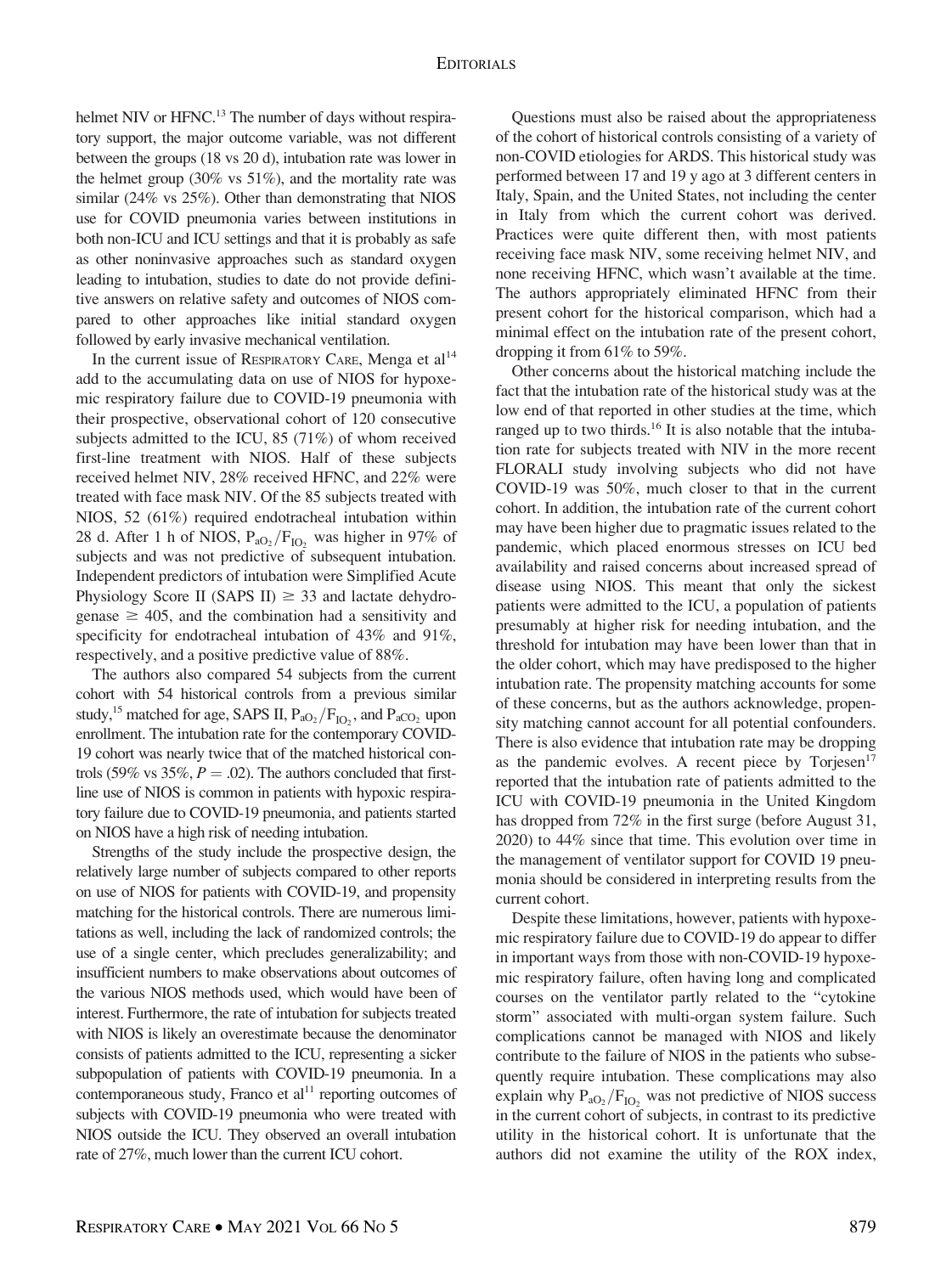helmet NIV or HFNC.[13] The number of days without respiratory support, the major outcome variable, was not different between the groups (18 vs 20 d), intubation rate was lower in the helmet group (30% vs 51%), and the mortality rate was similar (24% vs 25%). Other than demonstrating that NIOS use for COVID pneumonia varies between institutions in both non-ICU and ICU settings and that it is probably as safe as other noninvasive approaches such as standard oxygen leading to intubation, studies to date do not provide definitive answers on relative safety and outcomes of NIOS compared to other approaches like initial standard oxygen followed by early invasive mechanical ventilation.

In the current issue of Respiratory Care, Menga et al[14] add to the accumulating data on use of NIOS for hypoxemic respiratory failure due to COVID-19 pneumonia with their prospective, observational cohort of 120 consecutive subjects admitted to the ICU, 85 (71%) of whom received first-line treatment with NIOS. Half of these subjects received helmet NIV, 28% received HFNC, and 22% were treated with face mask NIV. Of the 85 subjects treated with NIOS, 52 (61%) required endotracheal intubation within 28 d. After 1 h of NIOS, $P_{aO_2}/F_{IO_2}$ was higher in 97% of subjects and was not predictive of subsequent intubation. Independent predictors of intubation were Simplified Acute Physiology Score II (SAPS II) $\geq$ 33 and lactate dehydrogenase $\geq$ 405, and the combination had a sensitivity and specificity for endotracheal intubation of 43% and 91%, respectively, and a positive predictive value of 88%.

The authors also compared 54 subjects from the current cohort with 54 historical controls from a previous similar study,[15] matched for age, SAPS II, $P_{aO_2}/F_{IO_2}$, and $P_{aCO_2}$ upon enrollment. The intubation rate for the contemporary COVID-19 cohort was nearly twice that of the matched historical controls (59% vs 35%, $P = .02$). The authors concluded that first-line use of NIOS is common in patients with hypoxic respiratory failure due to COVID-19 pneumonia, and patients started on NIOS have a high risk of needing intubation.

Strengths of the study include the prospective design, the relatively large number of subjects compared to other reports on use of NIOS for patients with COVID-19, and propensity matching for the historical controls. There are numerous limitations as well, including the lack of randomized controls; the use of a single center, which precludes generalizability; and insufficient numbers to make observations about outcomes of the various NIOS methods used, which would have been of interest. Furthermore, the rate of intubation for subjects treated with NIOS is likely an overestimate because the denominator consists of patients admitted to the ICU, representing a sicker subpopulation of patients with COVID-19 pneumonia. In a contemporaneous study, Franco et al[11] reporting outcomes of subjects with COVID-19 pneumonia who were treated with NIOS outside the ICU. They observed an overall intubation rate of 27%, much lower than the current ICU cohort.

Questions must also be raised about the appropriateness of the cohort of historical controls consisting of a variety of non-COVID etiologies for ARDS. This historical study was performed between 17 and 19 y ago at 3 different centers in Italy, Spain, and the United States, not including the center in Italy from which the current cohort was derived. Practices were quite different then, with most patients receiving face mask NIV, some receiving helmet NIV, and none receiving HFNC, which wasn't available at the time. The authors appropriately eliminated HFNC from their present cohort for the historical comparison, which had a minimal effect on the intubation rate of the present cohort, dropping it from 61% to 59%.

Other concerns about the historical matching include the fact that the intubation rate of the historical study was at the low end of that reported in other studies at the time, which ranged up to two thirds.[16] It is also notable that the intubation rate for subjects treated with NIV in the more recent FLORALI study involving subjects who did not have COVID-19 was 50%, much closer to that in the current cohort. In addition, the intubation rate of the current cohort may have been higher due to pragmatic issues related to the pandemic, which placed enormous stresses on ICU bed availability and raised concerns about increased spread of disease using NIOS. This meant that only the sickest patients were admitted to the ICU, a population of patients presumably at higher risk for needing intubation, and the threshold for intubation may have been lower than that in the older cohort, which may have predisposed to the higher intubation rate. The propensity matching accounts for some of these concerns, but as the authors acknowledge, propensity matching cannot account for all potential confounders. There is also evidence that intubation rate may be dropping as the pandemic evolves. A recent piece by Torjesen[17] reported that the intubation rate of patients admitted to the ICU with COVID-19 pneumonia in the United Kingdom has dropped from 72% in the first surge (before August 31, 2020) to 44% since that time. This evolution over time in the management of ventilator support for COVID 19 pneumonia should be considered in interpreting results from the current cohort.

Despite these limitations, however, patients with hypoxemic respiratory failure due to COVID-19 do appear to differ in important ways from those with non-COVID-19 hypoxemic respiratory failure, often having long and complicated courses on the ventilator partly related to the "cytokine storm" associated with multi-organ system failure. Such complications cannot be managed with NIOS and likely contribute to the failure of NIOS in the patients who subsequently require intubation. These complications may also explain why $P_{aO_2}/F_{IO_2}$ was not predictive of NIOS success in the current cohort of subjects, in contrast to its predictive utility in the historical cohort. It is unfortunate that the authors did not examine the utility of the ROX index,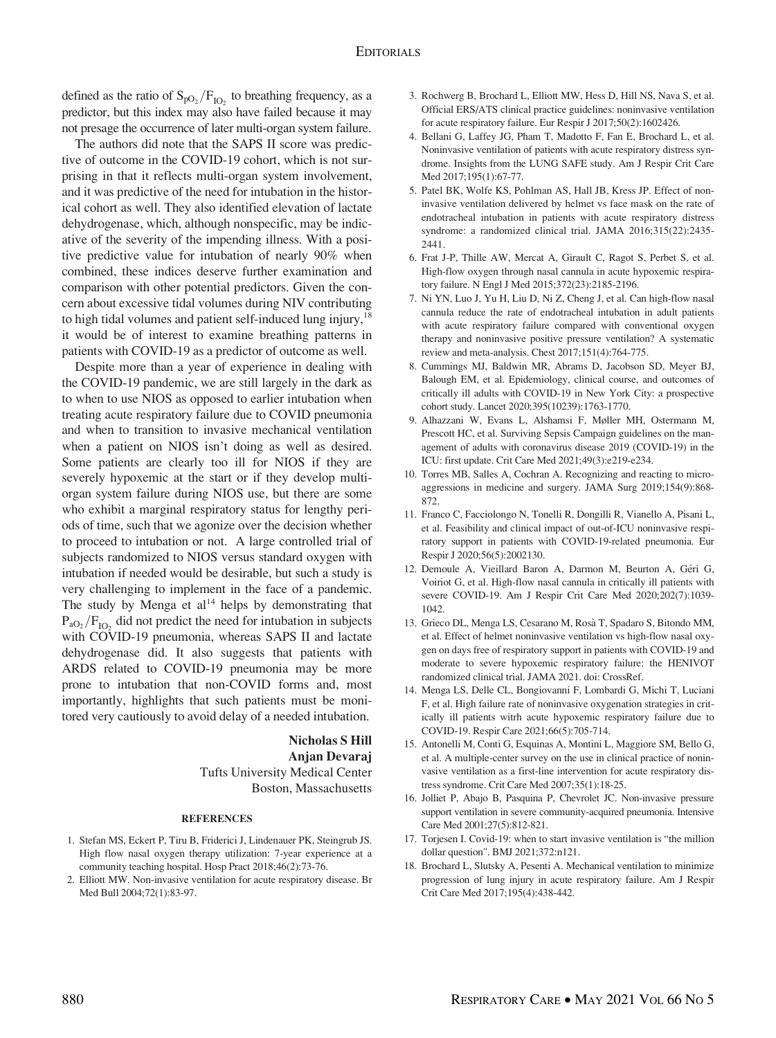defined as the ratio of $S_{pO_2}/F_{IO_2}$ to breathing frequency, as a predictor, but this index may also have failed because it may not presage the occurrence of later multi-organ system failure.

The authors did note that the SAPS II score was predictive of outcome in the COVID-19 cohort, which is not surprising in that it reflects multi-organ system involvement, and it was predictive of the need for intubation in the historical cohort as well. They also identified elevation of lactate dehydrogenase, which, although nonspecific, may be indicative of the severity of the impending illness. With a positive predictive value for intubation of nearly 90% when combined, these indices deserve further examination and comparison with other potential predictors. Given the concern about excessive tidal volumes during NIV contributing to high tidal volumes and patient self-induced lung injury,[18] it would be of interest to examine breathing patterns in patients with COVID-19 as a predictor of outcome as well.

Despite more than a year of experience in dealing with the COVID-19 pandemic, we are still largely in the dark as to when to use NIOS as opposed to earlier intubation when treating acute respiratory failure due to COVID pneumonia and when to transition to invasive mechanical ventilation when a patient on NIOS isn't doing as well as desired. Some patients are clearly too ill for NIOS if they are severely hypoxemic at the start or if they develop multi-organ system failure during NIOS use, but there are some who exhibit a marginal respiratory status for lengthy periods of time, such that we agonize over the decision whether to proceed to intubation or not. A large controlled trial of subjects randomized to NIOS versus standard oxygen with intubation if needed would be desirable, but such a study is very challenging to implement in the face of a pandemic. The study by Menga et al[14] helps by demonstrating that $P_{aO_2}/F_{IO_2}$ did not predict the need for intubation in subjects with COVID-19 pneumonia, whereas SAPS II and lactate dehydrogenase did. It also suggests that patients with ARDS related to COVID-19 pneumonia may be more prone to intubation that non-COVID forms and, most importantly, highlights that such patients must be monitored very cautiously to avoid delay of a needed intubation.

**Nicholas S Hill**
**Anjan Devaraj**
Tufts University Medical Center
Boston, Massachusetts

#### REFERENCES

1. Stefan MS, Eckert P, Tiru B, Friderici J, Lindenauer PK, Steingrub JS. High flow nasal oxygen therapy utilization: 7-year experience at a community teaching hospital. Hosp Pract 2018;46(2):73-76.
2. Elliott MW. Non-invasive ventilation for acute respiratory disease. Br Med Bull 2004;72(1):83-97.
3. Rochwerg B, Brochard L, Elliott MW, Hess D, Hill NS, Nava S, et al. Official ERS/ATS clinical practice guidelines: noninvasive ventilation for acute respiratory failure. Eur Respir J 2017;50(2):1602426.
4. Bellani G, Laffey JG, Pham T, Madotto F, Fan E, Brochard L, et al. Noninvasive ventilation of patients with acute respiratory distress syndrome. Insights from the LUNG SAFE study. Am J Respir Crit Care Med 2017;195(1):67-77.
5. Patel BK, Wolfe KS, Pohlman AS, Hall JB, Kress JP. Effect of noninvasive ventilation delivered by helmet vs face mask on the rate of endotracheal intubation in patients with acute respiratory distress syndrome: a randomized clinical trial. JAMA 2016;315(22):2435-2441.
6. Frat J-P, Thille AW, Mercat A, Girault C, Ragot S, Perbet S, et al. High-flow oxygen through nasal cannula in acute hypoxemic respiratory failure. N Engl J Med 2015;372(23):2185-2196.
7. Ni YN, Luo J, Yu H, Liu D, Ni Z, Cheng J, et al. Can high-flow nasal cannula reduce the rate of endotracheal intubation in adult patients with acute respiratory failure compared with conventional oxygen therapy and noninvasive positive pressure ventilation? A systematic review and meta-analysis. Chest 2017;151(4):764-775.
8. Cummings MJ, Baldwin MR, Abrams D, Jacobson SD, Meyer BJ, Balough EM, et al. Epidemiology, clinical course, and outcomes of critically ill adults with COVID-19 in New York City: a prospective cohort study. Lancet 2020;395(10239):1763-1770.
9. Alhazzani W, Evans L, Alshamsi F, Møller MH, Ostermann M, Prescott HC, et al. Surviving Sepsis Campaign guidelines on the management of adults with coronavirus disease 2019 (COVID-19) in the ICU: first update. Crit Care Med 2021;49(3):e219-e234.
10. Torres MB, Salles A, Cochran A. Recognizing and reacting to microaggressions in medicine and surgery. JAMA Surg 2019;154(9):868-872.
11. Franco C, Facciolongo N, Tonelli R, Dongilli R, Vianello A, Pisani L, et al. Feasibility and clinical impact of out-of-ICU noninvasive respiratory support in patients with COVID-19-related pneumonia. Eur Respir J 2020;56(5):2002130.
12. Demoule A, Vieillard Baron A, Darmon M, Beurton A, Géri G, Voiriot G, et al. High-flow nasal cannula in critically ill patients with severe COVID-19. Am J Respir Crit Care Med 2020;202(7):1039-1042.
13. Grieco DL, Menga LS, Cesarano M, Rosà T, Spadaro S, Bitondo MM, et al. Effect of helmet noninvasive ventilation vs high-flow nasal oxygen on days free of respiratory support in patients with COVID-19 and moderate to severe hypoxemic respiratory failure: the HENIVOT randomized clinical trial. JAMA 2021. doi: CrossRef.
14. Menga LS, Delle CL, Bongiovanni F, Lombardi G, Michi T, Luciani F, et al. High failure rate of noninvasive oxygenation strategies in critically ill patients witrh acute hypoxemic respiratory failure due to COVID-19. Respir Care 2021;66(5):705-714.
15. Antonelli M, Conti G, Esquinas A, Montini L, Maggiore SM, Bello G, et al. A multiple-center survey on the use in clinical practice of noninvasive ventilation as a first-line intervention for acute respiratory distress syndrome. Crit Care Med 2007;35(1):18-25.
16. Jolliet P, Abajo B, Pasquina P, Chevrolet JC. Non-invasive pressure support ventilation in severe community-acquired pneumonia. Intensive Care Med 2001;27(5):812-821.
17. Torjesen I. Covid-19: when to start invasive ventilation is "the million dollar question". BMJ 2021;372:n121.
18. Brochard L, Slutsky A, Pesenti A. Mechanical ventilation to minimize progression of lung injury in acute respiratory failure. Am J Respir Crit Care Med 2017;195(4):438-442.